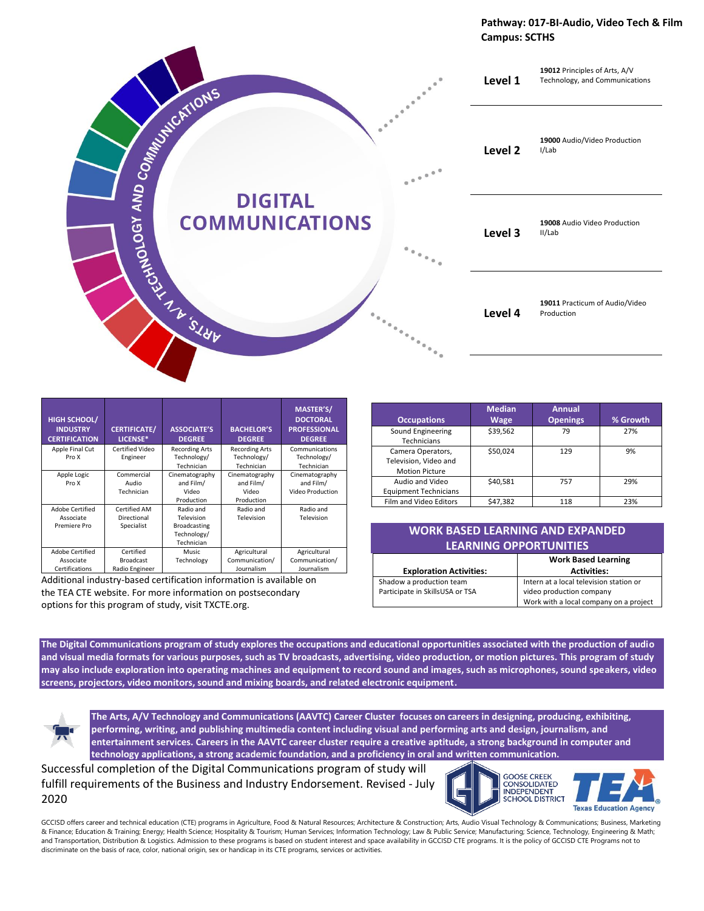**Pathway: 017-BI-Audio, Video Tech & Film**
**Campus: SCTHS**

# DIGITAL COMMUNICATIONS

ARTS, A/V TECHNOLOGY AND COMMUNICATIONS

| Level | Course |
|---|---|
| **Level 1** | **19012** Principles of Arts, A/V Technology, and Communications |
| **Level 2** | **19000** Audio/Video Production I/Lab |
| **Level 3** | **19008** Audio Video Production II/Lab |
| **Level 4** | **19011** Practicum of Audio/Video Production |

| HIGH SCHOOL/ INDUSTRY CERTIFICATION | CERTIFICATE/ LICENSE* | ASSOCIATE'S DEGREE | BACHELOR'S DEGREE | MASTER'S/ DOCTORAL PROFESSIONAL DEGREE |
|---|---|---|---|---|
| Apple Final Cut Pro X | Certified Video Engineer | Recording Arts Technology/ Technician | Recording Arts Technology/ Technician | Communications Technology/ Technician |
| Apple Logic Pro X | Commercial Audio Technician | Cinematography and Film/ Video Production | Cinematography and Film/ Video Production | Cinematography and Film/ Video Production |
| Adobe Certified Associate Premiere Pro | Certified AM Directional Specialist | Radio and Television Broadcasting Technology/ Technician | Radio and Television | Radio and Television |
| Adobe Certified Associate Certifications | Certified Broadcast Radio Engineer | Music Technology | Agricultural Communication/ Journalism | Agricultural Communication/ Journalism |

Additional industry-based certification information is available on the TEA CTE website. For more information on postsecondary options for this program of study, visit TXCTE.org.

| Occupations | Median Wage | Annual Openings | % Growth |
|---|---|---|---|
| Sound Engineering Technicians | $39,562 | 79 | 27% |
| Camera Operators, Television, Video and Motion Picture | $50,024 | 129 | 9% |
| Audio and Video Equipment Technicians | $40,581 | 757 | 29% |
| Film and Video Editors | $47,382 | 118 | 23% |

## WORK BASED LEARNING AND EXPANDED LEARNING OPPORTUNITIES

| Exploration Activities: | Work Based Learning Activities: |
|---|---|
| Shadow a production team<br>Participate in SkillsUSA or TSA | Intern at a local television station or video production company<br>Work with a local company on a project |

**The Digital Communications program of study explores the occupations and educational opportunities associated with the production of audio and visual media formats for various purposes, such as TV broadcasts, advertising, video production, or motion pictures. This program of study may also include exploration into operating machines and equipment to record sound and images, such as microphones, sound speakers, video screens, projectors, video monitors, sound and mixing boards, and related electronic equipment.**

**The Arts, A/V Technology and Communications (AAVTC) Career Cluster focuses on careers in designing, producing, exhibiting, performing, writing, and publishing multimedia content including visual and performing arts and design, journalism, and entertainment services. Careers in the AAVTC career cluster require a creative aptitude, a strong background in computer and technology applications, a strong academic foundation, and a proficiency in oral and written communication.**

Successful completion of the Digital Communications program of study will fulfill requirements of the Business and Industry Endorsement. Revised - July 2020

GOOSE CREEK CONSOLIDATED INDEPENDENT SCHOOL DISTRICT

Texas Education Agency

GCCISD offers career and technical education (CTE) programs in Agriculture, Food & Natural Resources; Architecture & Construction; Arts, Audio Visual Technology & Communications; Business, Marketing & Finance; Education & Training; Energy; Health Science; Hospitality & Tourism; Human Services; Information Technology; Law & Public Service; Manufacturing; Science, Technology, Engineering & Math; and Transportation, Distribution & Logistics. Admission to these programs is based on student interest and space availability in GCCISD CTE programs. It is the policy of GCCISD CTE Programs not to discriminate on the basis of race, color, national origin, sex or handicap in its CTE programs, services or activities.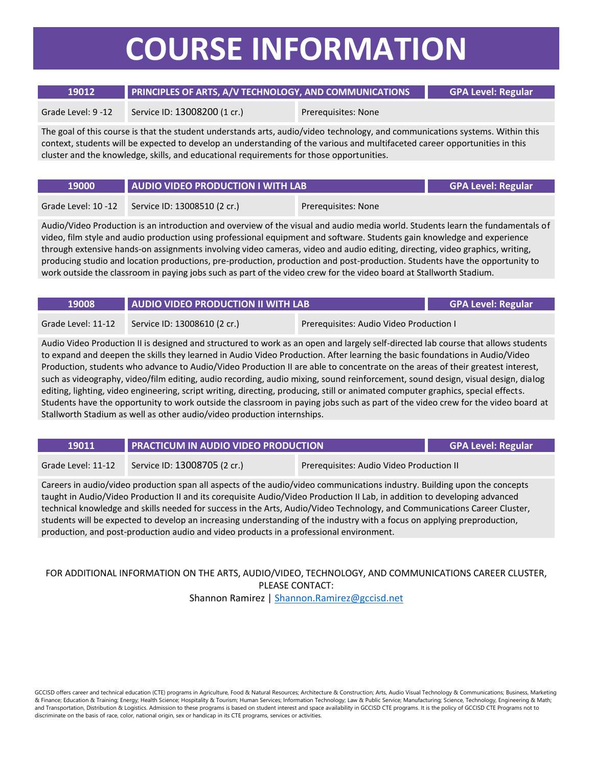# COURSE INFORMATION

| 19012 | PRINCIPLES OF ARTS, A/V TECHNOLOGY, AND COMMUNICATIONS | GPA Level: Regular |
|---|---|---|
| Grade Level: 9 -12 | Service ID: 13008200 (1 cr.) | Prerequisites: None |

The goal of this course is that the student understands arts, audio/video technology, and communications systems. Within this context, students will be expected to develop an understanding of the various and multifaceted career opportunities in this cluster and the knowledge, skills, and educational requirements for those opportunities.

| 19000 | AUDIO VIDEO PRODUCTION I WITH LAB | GPA Level: Regular |
|---|---|---|
| Grade Level: 10 -12 | Service ID: 13008510 (2 cr.) | Prerequisites: None |

Audio/Video Production is an introduction and overview of the visual and audio media world. Students learn the fundamentals of video, film style and audio production using professional equipment and software. Students gain knowledge and experience through extensive hands-on assignments involving video cameras, video and audio editing, directing, video graphics, writing, producing studio and location productions, pre-production, production and post-production. Students have the opportunity to work outside the classroom in paying jobs such as part of the video crew for the video board at Stallworth Stadium.

| 19008 | AUDIO VIDEO PRODUCTION II WITH LAB | GPA Level: Regular |
|---|---|---|
| Grade Level: 11-12 | Service ID: 13008610 (2 cr.) | Prerequisites: Audio Video Production I |

Audio Video Production II is designed and structured to work as an open and largely self-directed lab course that allows students to expand and deepen the skills they learned in Audio Video Production. After learning the basic foundations in Audio/Video Production, students who advance to Audio/Video Production II are able to concentrate on the areas of their greatest interest, such as videography, video/film editing, audio recording, audio mixing, sound reinforcement, sound design, visual design, dialog editing, lighting, video engineering, script writing, directing, producing, still or animated computer graphics, special effects. Students have the opportunity to work outside the classroom in paying jobs such as part of the video crew for the video board at Stallworth Stadium as well as other audio/video production internships.

| 19011 | PRACTICUM IN AUDIO VIDEO PRODUCTION | GPA Level: Regular |
|---|---|---|
| Grade Level: 11-12 | Service ID: 13008705 (2 cr.) | Prerequisites: Audio Video Production II |

Careers in audio/video production span all aspects of the audio/video communications industry. Building upon the concepts taught in Audio/Video Production II and its corequisite Audio/Video Production II Lab, in addition to developing advanced technical knowledge and skills needed for success in the Arts, Audio/Video Technology, and Communications Career Cluster, students will be expected to develop an increasing understanding of the industry with a focus on applying preproduction, production, and post-production audio and video products in a professional environment.

FOR ADDITIONAL INFORMATION ON THE ARTS, AUDIO/VIDEO, TECHNOLOGY, AND COMMUNICATIONS CAREER CLUSTER, PLEASE CONTACT:
Shannon Ramirez | Shannon.Ramirez@gccisd.net

GCCISD offers career and technical education (CTE) programs in Agriculture, Food & Natural Resources; Architecture & Construction; Arts, Audio Visual Technology & Communications; Business, Marketing & Finance; Education & Training; Energy; Health Science; Hospitality & Tourism; Human Services; Information Technology; Law & Public Service; Manufacturing; Science, Technology, Engineering & Math; and Transportation, Distribution & Logistics. Admission to these programs is based on student interest and space availability in GCCISD CTE programs. It is the policy of GCCISD CTE Programs not to discriminate on the basis of race, color, national origin, sex or handicap in its CTE programs, services or activities.